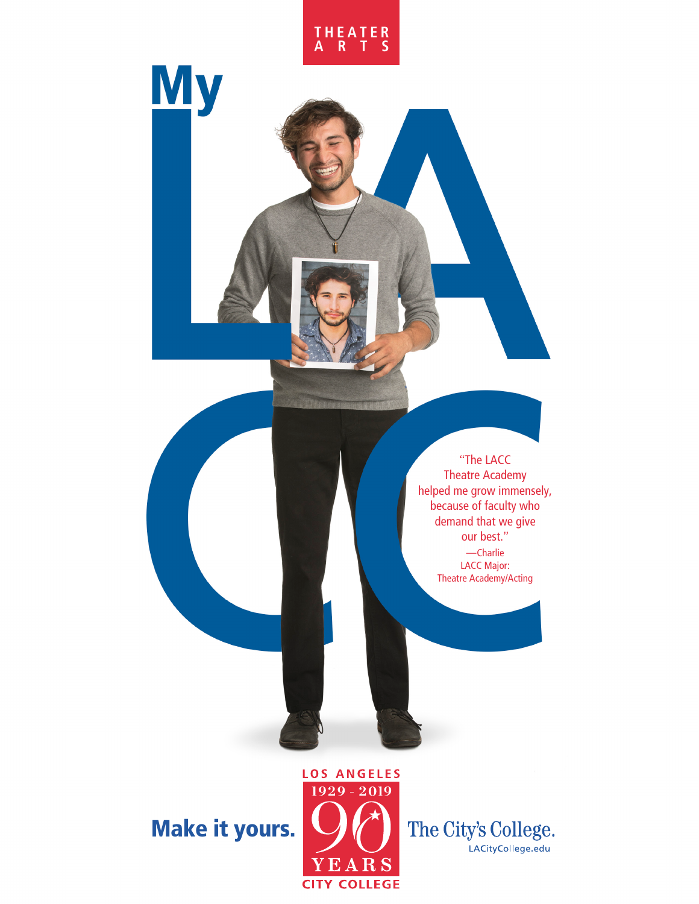THEATER ARTS

# My LACC

"The LACC Theatre Academy helped me grow immensely, because of faculty who demand that we give our best."

—Charlie
LACC Major:
Theatre Academy/Acting

**Make it yours.**

LOS ANGELES
1929 - 2019
90 YEARS
CITY COLLEGE

The City's College.
LACityCollege.edu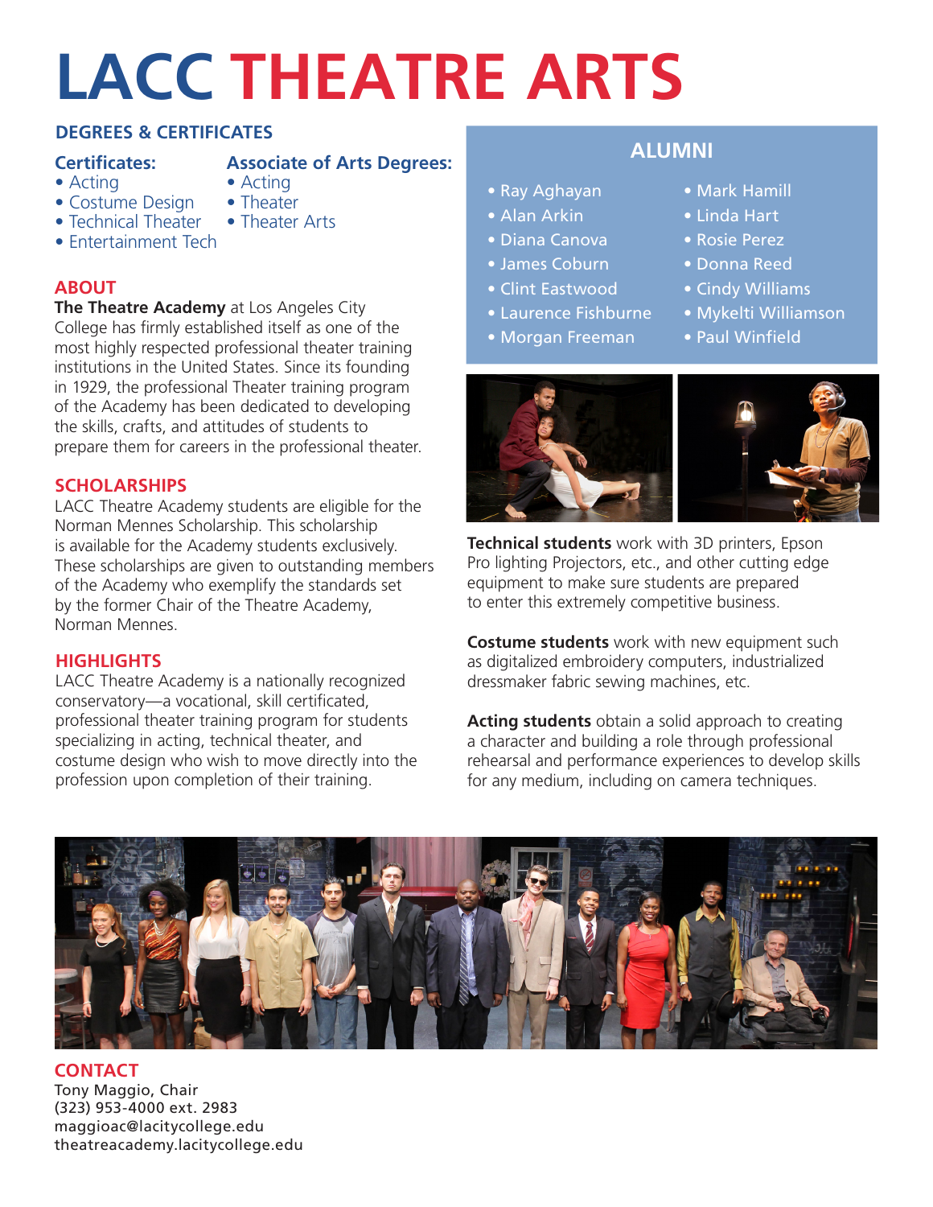# LACC THEATRE ARTS

## DEGREES & CERTIFICATES

### Certificates:
- Acting
- Costume Design
- Technical Theater
- Entertainment Tech

### Associate of Arts Degrees:
- Acting
- Theater
- Theater Arts

## ABOUT

**The Theatre Academy** at Los Angeles City College has firmly established itself as one of the most highly respected professional theater training institutions in the United States. Since its founding in 1929, the professional Theater training program of the Academy has been dedicated to developing the skills, crafts, and attitudes of students to prepare them for careers in the professional theater.

## SCHOLARSHIPS

LACC Theatre Academy students are eligible for the Norman Mennes Scholarship. This scholarship is available for the Academy students exclusively. These scholarships are given to outstanding members of the Academy who exemplify the standards set by the former Chair of the Theatre Academy, Norman Mennes.

## HIGHLIGHTS

LACC Theatre Academy is a nationally recognized conservatory—a vocational, skill certificated, professional theater training program for students specializing in acting, technical theater, and costume design who wish to move directly into the profession upon completion of their training.

## ALUMNI

- Ray Aghayan
- Alan Arkin
- Diana Canova
- James Coburn
- Clint Eastwood
- Laurence Fishburne
- Morgan Freeman
- Mark Hamill
- Linda Hart
- Rosie Perez
- Donna Reed
- Cindy Williams
- Mykelti Williamson
- Paul Winfield

**Technical students** work with 3D printers, Epson Pro lighting Projectors, etc., and other cutting edge equipment to make sure students are prepared to enter this extremely competitive business.

**Costume students** work with new equipment such as digitalized embroidery computers, industrialized dressmaker fabric sewing machines, etc.

**Acting students** obtain a solid approach to creating a character and building a role through professional rehearsal and performance experiences to develop skills for any medium, including on camera techniques.

## CONTACT

Tony Maggio, Chair
(323) 953-4000 ext. 2983
maggioac@lacitycollege.edu
theatreacademy.lacitycollege.edu